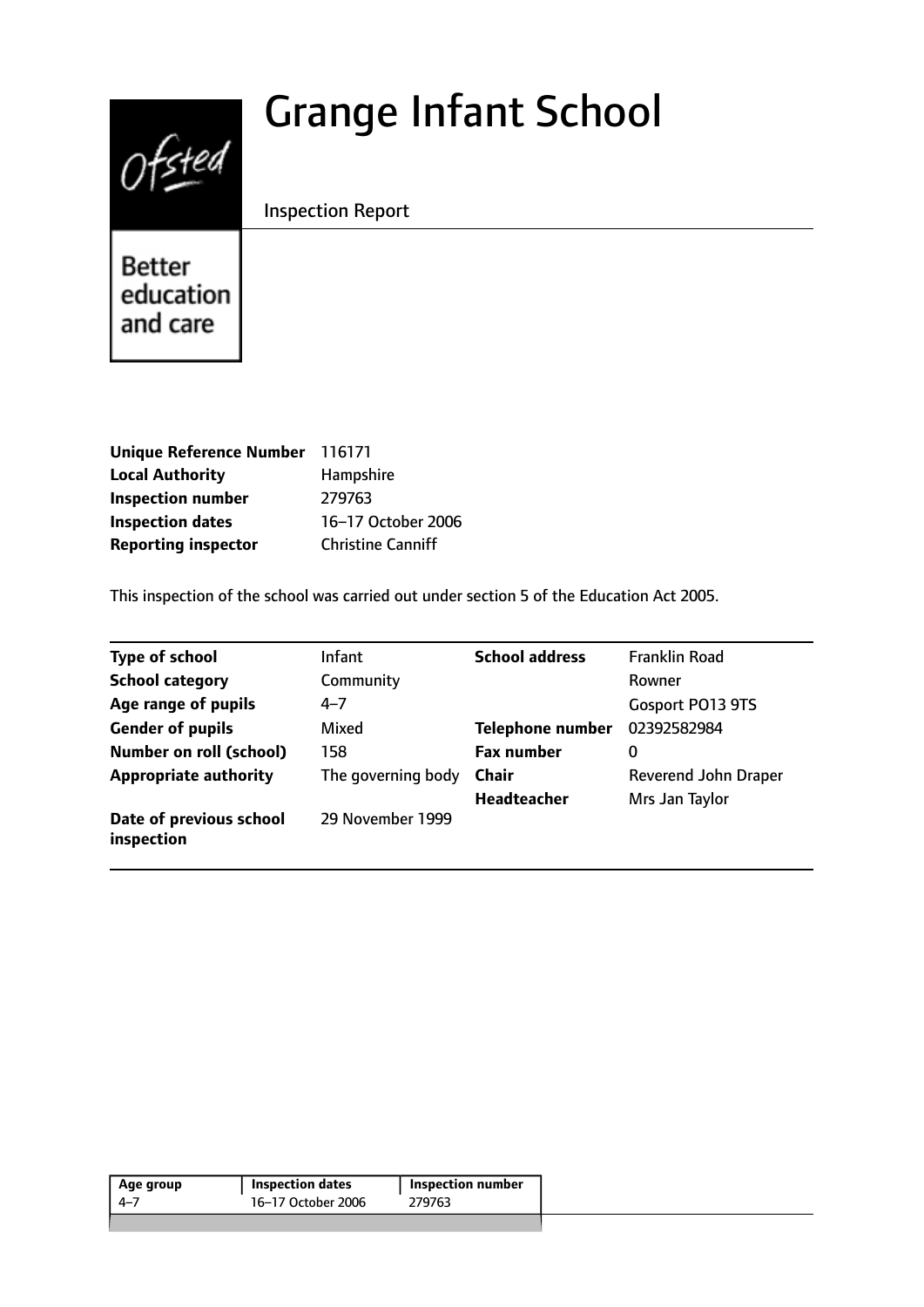# Grange Infant School

Inspection Report

Ofsted

Better education and care

| | |
|---|---|
| **Unique Reference Number** | 116171 |
| **Local Authority** | Hampshire |
| **Inspection number** | 279763 |
| **Inspection dates** | 16–17 October 2006 |
| **Reporting inspector** | Christine Canniff |

This inspection of the school was carried out under section 5 of the Education Act 2005.

| | | | |
|---|---|---|---|
| **Type of school** | Infant | **School address** | Franklin Road |
| **School category** | Community | | Rowner |
| **Age range of pupils** | 4–7 | | Gosport PO13 9TS |
| **Gender of pupils** | Mixed | **Telephone number** | 02392582984 |
| **Number on roll (school)** | 158 | **Fax number** | 0 |
| **Appropriate authority** | The governing body | **Chair** | Reverend John Draper |
| | | **Headteacher** | Mrs Jan Taylor |
| **Date of previous school inspection** | 29 November 1999 | | |

| Age group | Inspection dates | Inspection number |
|---|---|---|
| 4–7 | 16–17 October 2006 | 279763 |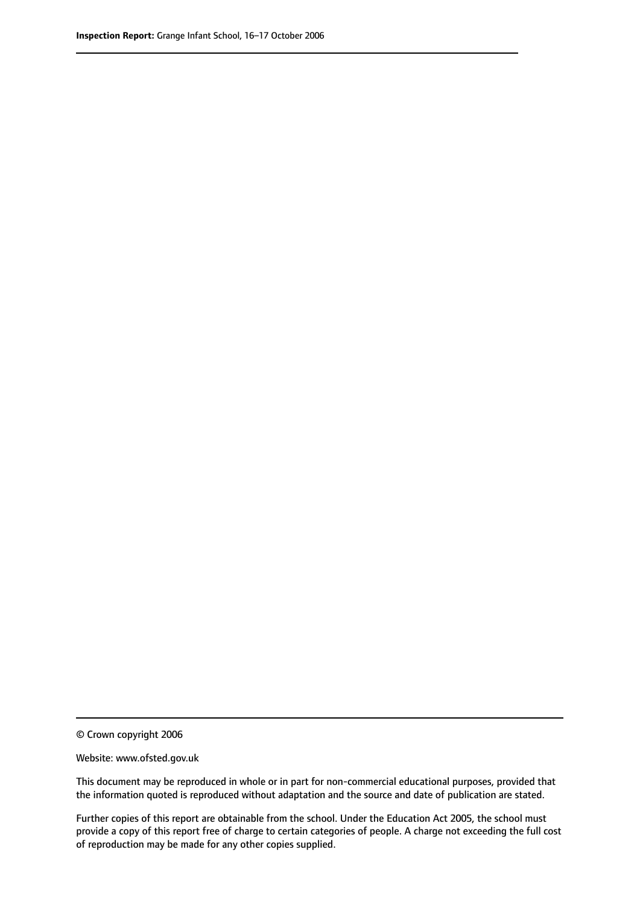© Crown copyright 2006

Website: www.ofsted.gov.uk

This document may be reproduced in whole or in part for non-commercial educational purposes, provided that the information quoted is reproduced without adaptation and the source and date of publication are stated.

Further copies of this report are obtainable from the school. Under the Education Act 2005, the school must provide a copy of this report free of charge to certain categories of people. A charge not exceeding the full cost of reproduction may be made for any other copies supplied.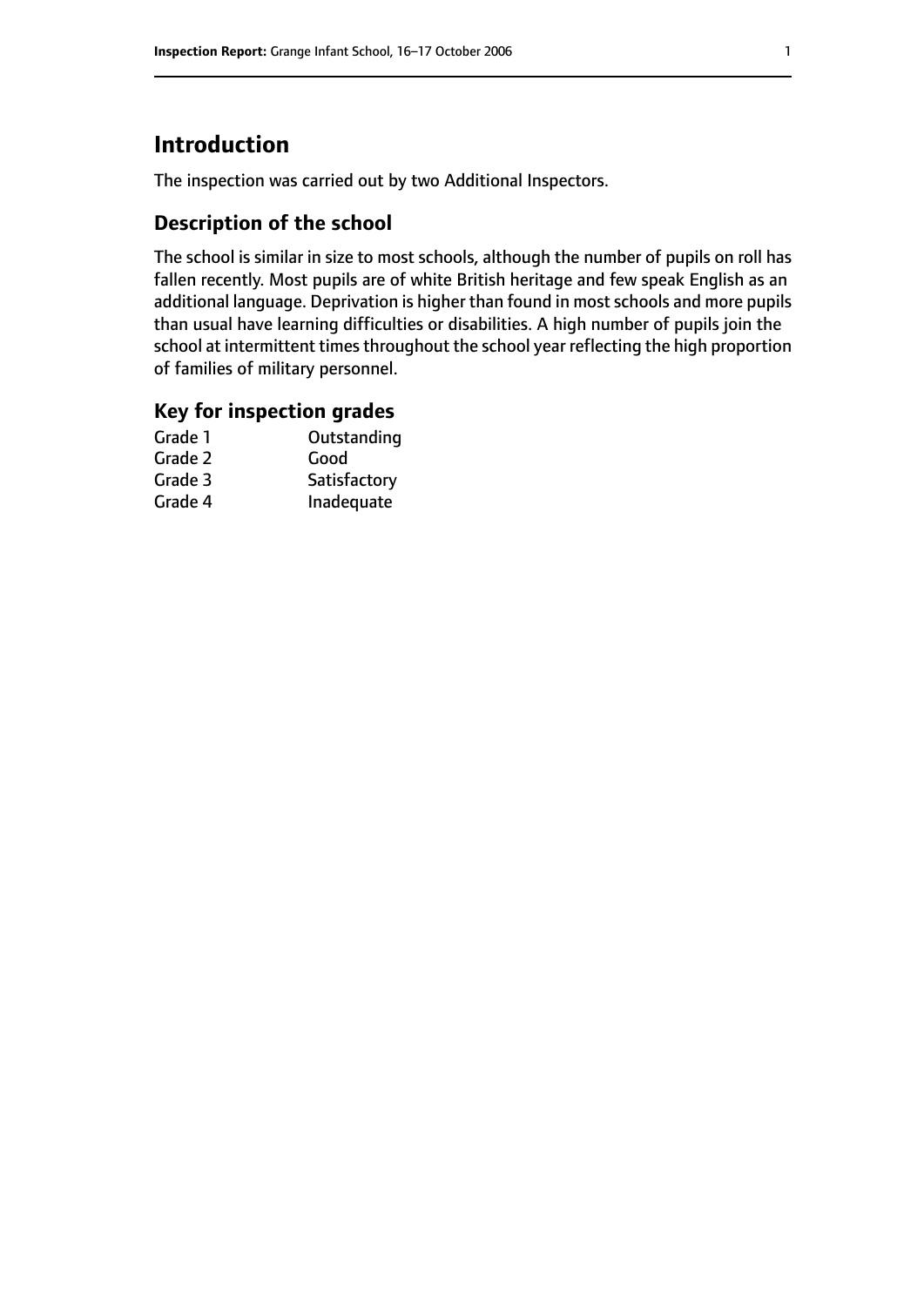# Introduction

The inspection was carried out by two Additional Inspectors.

## Description of the school

The school is similar in size to most schools, although the number of pupils on roll has fallen recently. Most pupils are of white British heritage and few speak English as an additional language. Deprivation is higher than found in most schools and more pupils than usual have learning difficulties or disabilities. A high number of pupils join the school at intermittent times throughout the school year reflecting the high proportion of families of military personnel.

## Key for inspection grades

| | |
|---|---|
| Grade 1 | Outstanding |
| Grade 2 | Good |
| Grade 3 | Satisfactory |
| Grade 4 | Inadequate |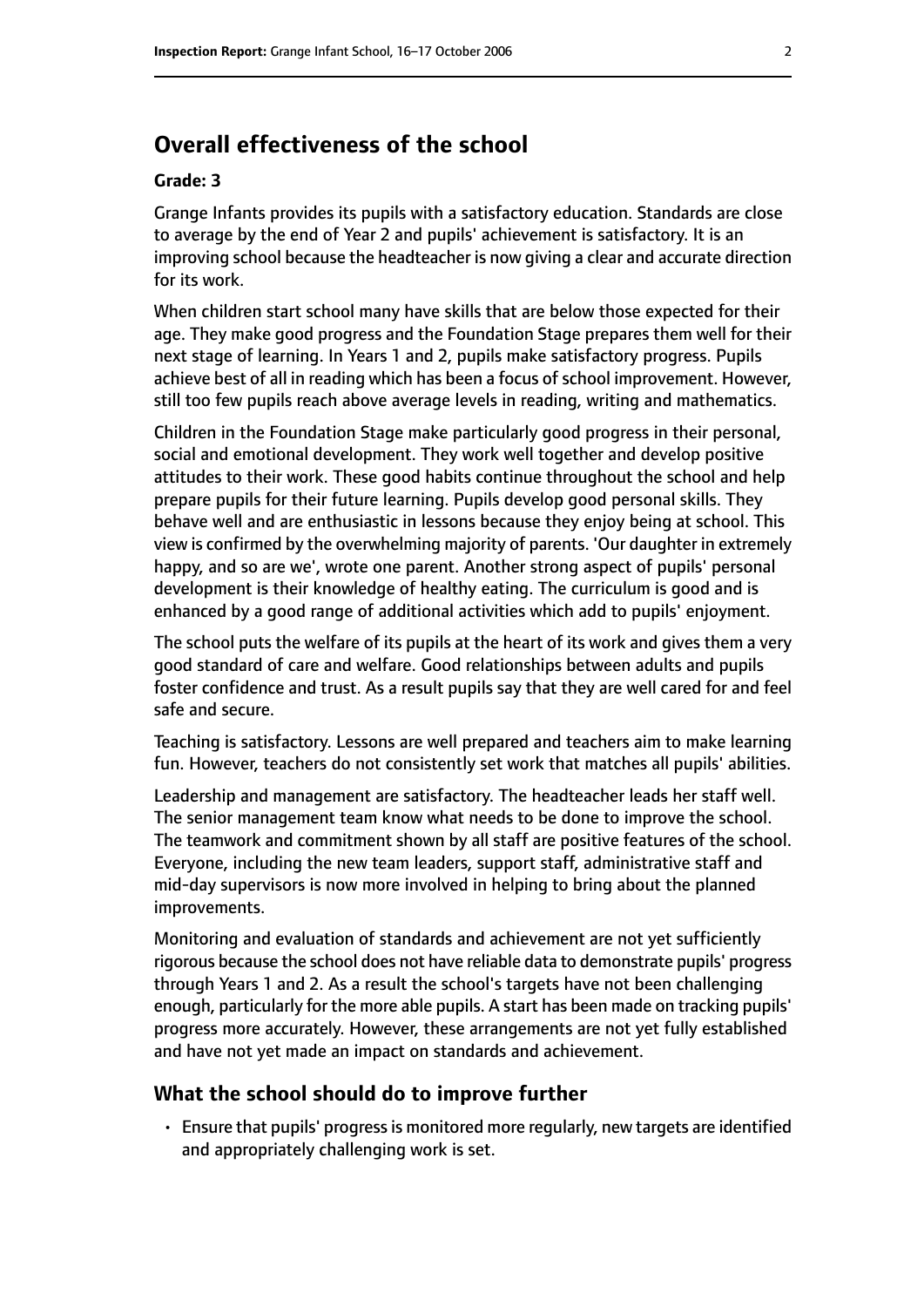## Overall effectiveness of the school

**Grade: 3**

Grange Infants provides its pupils with a satisfactory education. Standards are close to average by the end of Year 2 and pupils' achievement is satisfactory. It is an improving school because the headteacher is now giving a clear and accurate direction for its work.

When children start school many have skills that are below those expected for their age. They make good progress and the Foundation Stage prepares them well for their next stage of learning. In Years 1 and 2, pupils make satisfactory progress. Pupils achieve best of all in reading which has been a focus of school improvement. However, still too few pupils reach above average levels in reading, writing and mathematics.

Children in the Foundation Stage make particularly good progress in their personal, social and emotional development. They work well together and develop positive attitudes to their work. These good habits continue throughout the school and help prepare pupils for their future learning. Pupils develop good personal skills. They behave well and are enthusiastic in lessons because they enjoy being at school. This view is confirmed by the overwhelming majority of parents. 'Our daughter in extremely happy, and so are we', wrote one parent. Another strong aspect of pupils' personal development is their knowledge of healthy eating. The curriculum is good and is enhanced by a good range of additional activities which add to pupils' enjoyment.

The school puts the welfare of its pupils at the heart of its work and gives them a very good standard of care and welfare. Good relationships between adults and pupils foster confidence and trust. As a result pupils say that they are well cared for and feel safe and secure.

Teaching is satisfactory. Lessons are well prepared and teachers aim to make learning fun. However, teachers do not consistently set work that matches all pupils' abilities.

Leadership and management are satisfactory. The headteacher leads her staff well. The senior management team know what needs to be done to improve the school. The teamwork and commitment shown by all staff are positive features of the school. Everyone, including the new team leaders, support staff, administrative staff and mid-day supervisors is now more involved in helping to bring about the planned improvements.

Monitoring and evaluation of standards and achievement are not yet sufficiently rigorous because the school does not have reliable data to demonstrate pupils' progress through Years 1 and 2. As a result the school's targets have not been challenging enough, particularly for the more able pupils. A start has been made on tracking pupils' progress more accurately. However, these arrangements are not yet fully established and have not yet made an impact on standards and achievement.

### What the school should do to improve further

- Ensure that pupils' progress is monitored more regularly, new targets are identified and appropriately challenging work is set.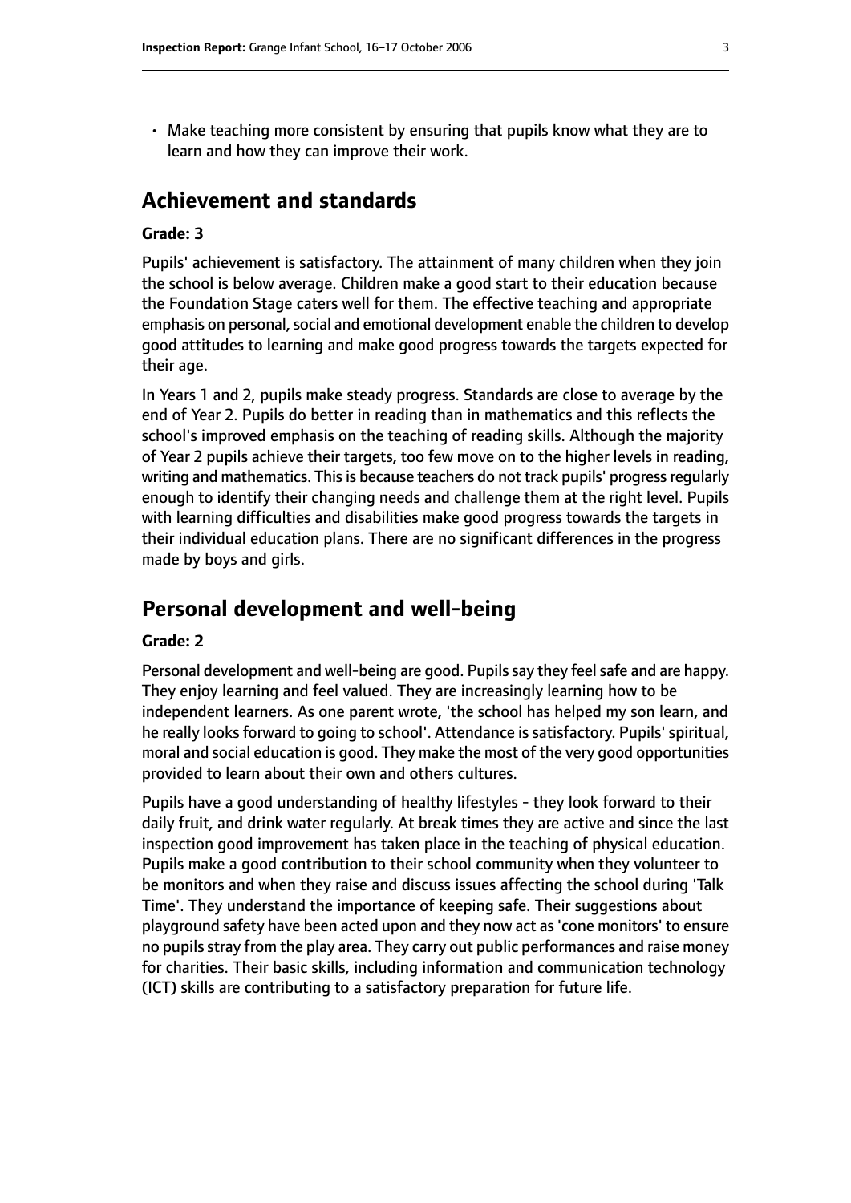- Make teaching more consistent by ensuring that pupils know what they are to learn and how they can improve their work.

## Achievement and standards

**Grade: 3**

Pupils' achievement is satisfactory. The attainment of many children when they join the school is below average. Children make a good start to their education because the Foundation Stage caters well for them. The effective teaching and appropriate emphasis on personal, social and emotional development enable the children to develop good attitudes to learning and make good progress towards the targets expected for their age.

In Years 1 and 2, pupils make steady progress. Standards are close to average by the end of Year 2. Pupils do better in reading than in mathematics and this reflects the school's improved emphasis on the teaching of reading skills. Although the majority of Year 2 pupils achieve their targets, too few move on to the higher levels in reading, writing and mathematics. This is because teachers do not track pupils' progress regularly enough to identify their changing needs and challenge them at the right level. Pupils with learning difficulties and disabilities make good progress towards the targets in their individual education plans. There are no significant differences in the progress made by boys and girls.

## Personal development and well-being

**Grade: 2**

Personal development and well-being are good. Pupils say they feel safe and are happy. They enjoy learning and feel valued. They are increasingly learning how to be independent learners. As one parent wrote, 'the school has helped my son learn, and he really looks forward to going to school'. Attendance is satisfactory. Pupils' spiritual, moral and social education is good. They make the most of the very good opportunities provided to learn about their own and others cultures.

Pupils have a good understanding of healthy lifestyles - they look forward to their daily fruit, and drink water regularly. At break times they are active and since the last inspection good improvement has taken place in the teaching of physical education. Pupils make a good contribution to their school community when they volunteer to be monitors and when they raise and discuss issues affecting the school during 'Talk Time'. They understand the importance of keeping safe. Their suggestions about playground safety have been acted upon and they now act as 'cone monitors' to ensure no pupils stray from the play area. They carry out public performances and raise money for charities. Their basic skills, including information and communication technology (ICT) skills are contributing to a satisfactory preparation for future life.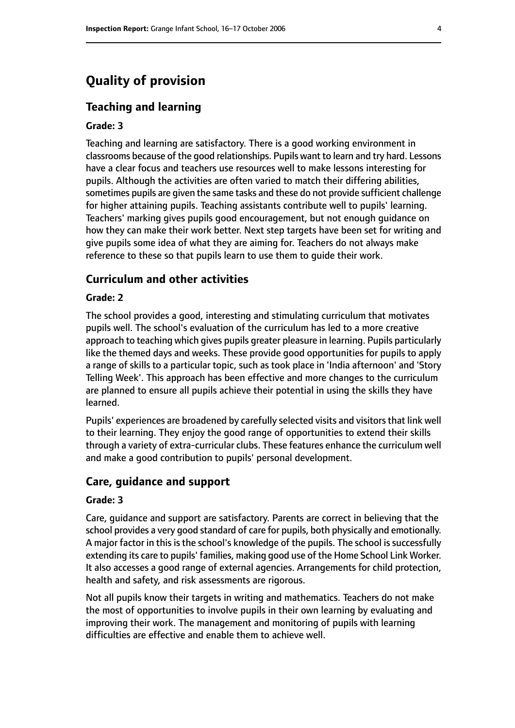# Quality of provision

## Teaching and learning

### Grade: 3

Teaching and learning are satisfactory. There is a good working environment in classrooms because of the good relationships. Pupils want to learn and try hard. Lessons have a clear focus and teachers use resources well to make lessons interesting for pupils. Although the activities are often varied to match their differing abilities, sometimes pupils are given the same tasks and these do not provide sufficient challenge for higher attaining pupils. Teaching assistants contribute well to pupils' learning. Teachers' marking gives pupils good encouragement, but not enough guidance on how they can make their work better. Next step targets have been set for writing and give pupils some idea of what they are aiming for. Teachers do not always make reference to these so that pupils learn to use them to guide their work.

## Curriculum and other activities

### Grade: 2

The school provides a good, interesting and stimulating curriculum that motivates pupils well. The school's evaluation of the curriculum has led to a more creative approach to teaching which gives pupils greater pleasure in learning. Pupils particularly like the themed days and weeks. These provide good opportunities for pupils to apply a range of skills to a particular topic, such as took place in 'India afternoon' and 'Story Telling Week'. This approach has been effective and more changes to the curriculum are planned to ensure all pupils achieve their potential in using the skills they have learned.

Pupils' experiences are broadened by carefully selected visits and visitors that link well to their learning. They enjoy the good range of opportunities to extend their skills through a variety of extra-curricular clubs. These features enhance the curriculum well and make a good contribution to pupils' personal development.

## Care, guidance and support

### Grade: 3

Care, guidance and support are satisfactory. Parents are correct in believing that the school provides a very good standard of care for pupils, both physically and emotionally. A major factor in this is the school's knowledge of the pupils. The school is successfully extending its care to pupils' families, making good use of the Home School Link Worker. It also accesses a good range of external agencies. Arrangements for child protection, health and safety, and risk assessments are rigorous.

Not all pupils know their targets in writing and mathematics. Teachers do not make the most of opportunities to involve pupils in their own learning by evaluating and improving their work. The management and monitoring of pupils with learning difficulties are effective and enable them to achieve well.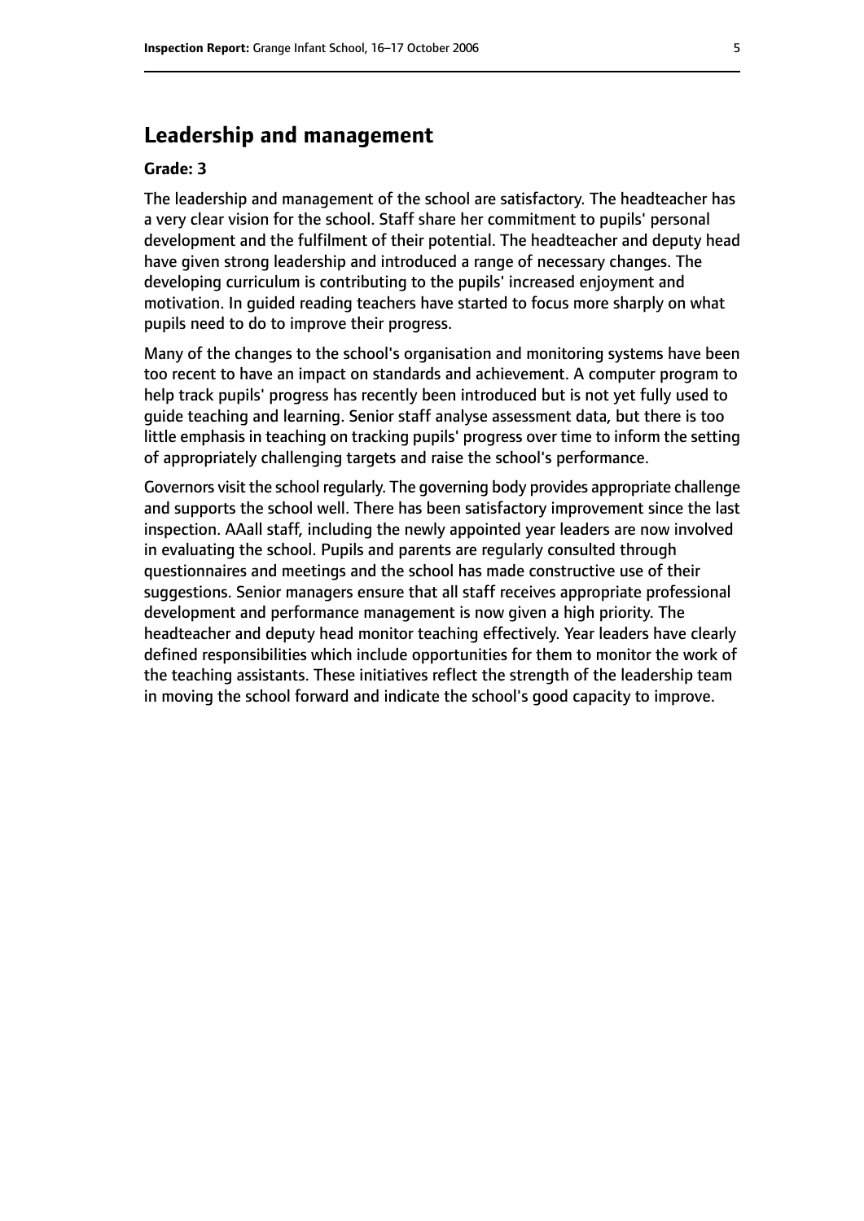## Leadership and management

**Grade: 3**

The leadership and management of the school are satisfactory. The headteacher has a very clear vision for the school. Staff share her commitment to pupils' personal development and the fulfilment of their potential. The headteacher and deputy head have given strong leadership and introduced a range of necessary changes. The developing curriculum is contributing to the pupils' increased enjoyment and motivation. In guided reading teachers have started to focus more sharply on what pupils need to do to improve their progress.

Many of the changes to the school's organisation and monitoring systems have been too recent to have an impact on standards and achievement. A computer program to help track pupils' progress has recently been introduced but is not yet fully used to guide teaching and learning. Senior staff analyse assessment data, but there is too little emphasis in teaching on tracking pupils' progress over time to inform the setting of appropriately challenging targets and raise the school's performance.

Governors visit the school regularly. The governing body provides appropriate challenge and supports the school well. There has been satisfactory improvement since the last inspection. AAall staff, including the newly appointed year leaders are now involved in evaluating the school. Pupils and parents are regularly consulted through questionnaires and meetings and the school has made constructive use of their suggestions. Senior managers ensure that all staff receives appropriate professional development and performance management is now given a high priority. The headteacher and deputy head monitor teaching effectively. Year leaders have clearly defined responsibilities which include opportunities for them to monitor the work of the teaching assistants. These initiatives reflect the strength of the leadership team in moving the school forward and indicate the school's good capacity to improve.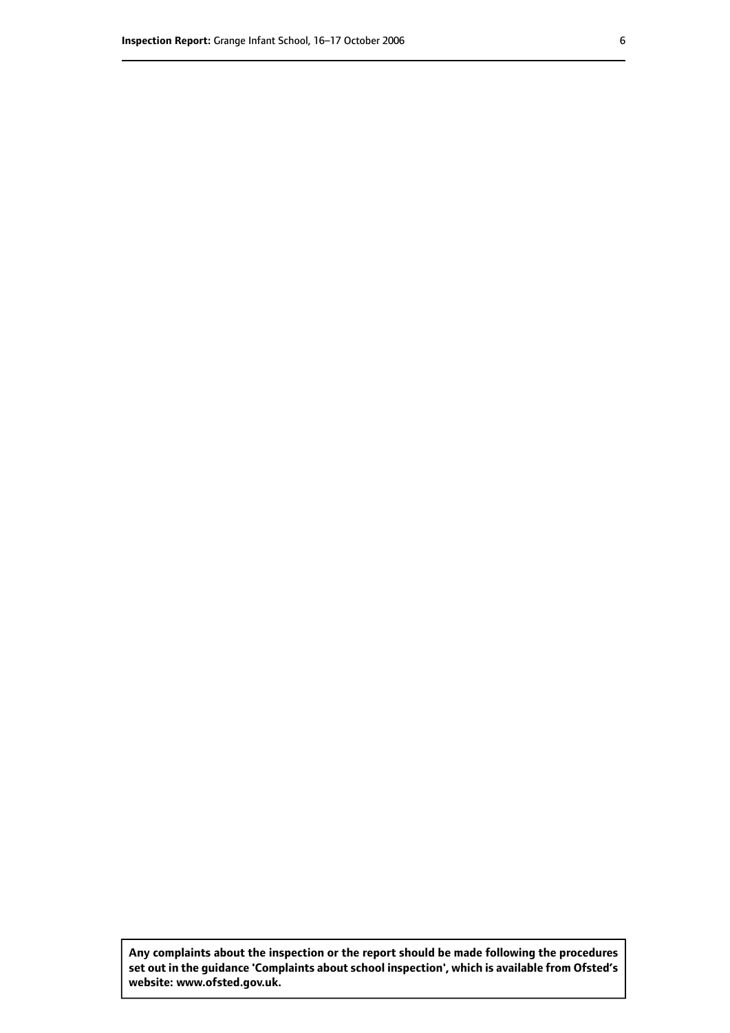**Any complaints about the inspection or the report should be made following the procedures set out in the guidance 'Complaints about school inspection', which is available from Ofsted's website: www.ofsted.gov.uk.**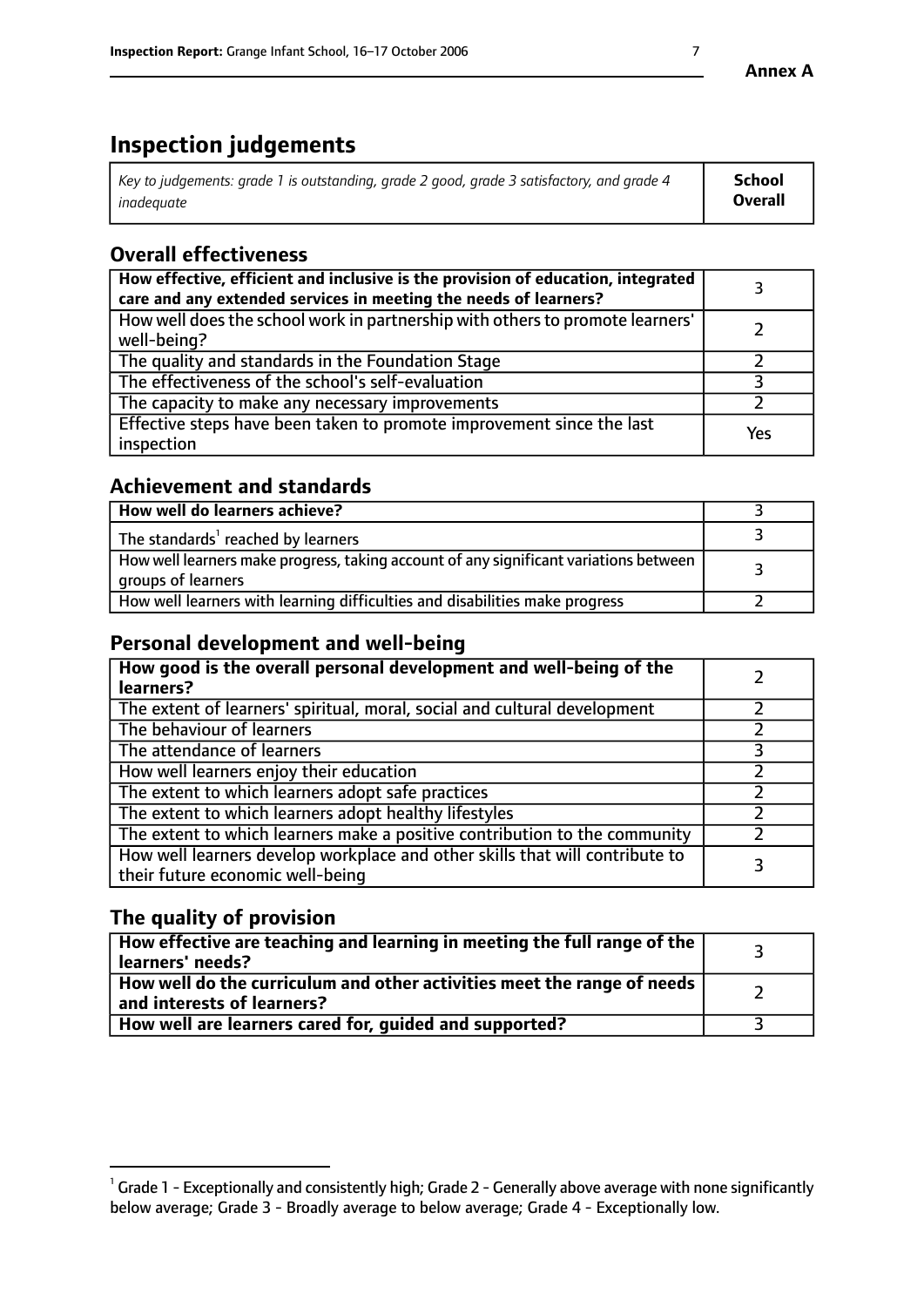# Inspection judgements

| *Key to judgements: grade 1 is outstanding, grade 2 good, grade 3 satisfactory, and grade 4 inadequate* | **School Overall** |
|---|---|

## Overall effectiveness

| | |
|---|---|
| **How effective, efficient and inclusive is the provision of education, integrated care and any extended services in meeting the needs of learners?** | 3 |
| How well does the school work in partnership with others to promote learners' well-being? | 2 |
| The quality and standards in the Foundation Stage | 2 |
| The effectiveness of the school's self-evaluation | 3 |
| The capacity to make any necessary improvements | 2 |
| Effective steps have been taken to promote improvement since the last inspection | Yes |

## Achievement and standards

| | |
|---|---|
| **How well do learners achieve?** | 3 |
| The standards[1] reached by learners | 3 |
| How well learners make progress, taking account of any significant variations between groups of learners | 3 |
| How well learners with learning difficulties and disabilities make progress | 2 |

## Personal development and well-being

| | |
|---|---|
| **How good is the overall personal development and well-being of the learners?** | 2 |
| The extent of learners' spiritual, moral, social and cultural development | 2 |
| The behaviour of learners | 2 |
| The attendance of learners | 3 |
| How well learners enjoy their education | 2 |
| The extent to which learners adopt safe practices | 2 |
| The extent to which learners adopt healthy lifestyles | 2 |
| The extent to which learners make a positive contribution to the community | 2 |
| How well learners develop workplace and other skills that will contribute to their future economic well-being | 3 |

## The quality of provision

| | |
|---|---|
| **How effective are teaching and learning in meeting the full range of the learners' needs?** | 3 |
| **How well do the curriculum and other activities meet the range of needs and interests of learners?** | 2 |
| **How well are learners cared for, guided and supported?** | 3 |

[1] Grade 1 - Exceptionally and consistently high; Grade 2 - Generally above average with none significantly below average; Grade 3 - Broadly average to below average; Grade 4 - Exceptionally low.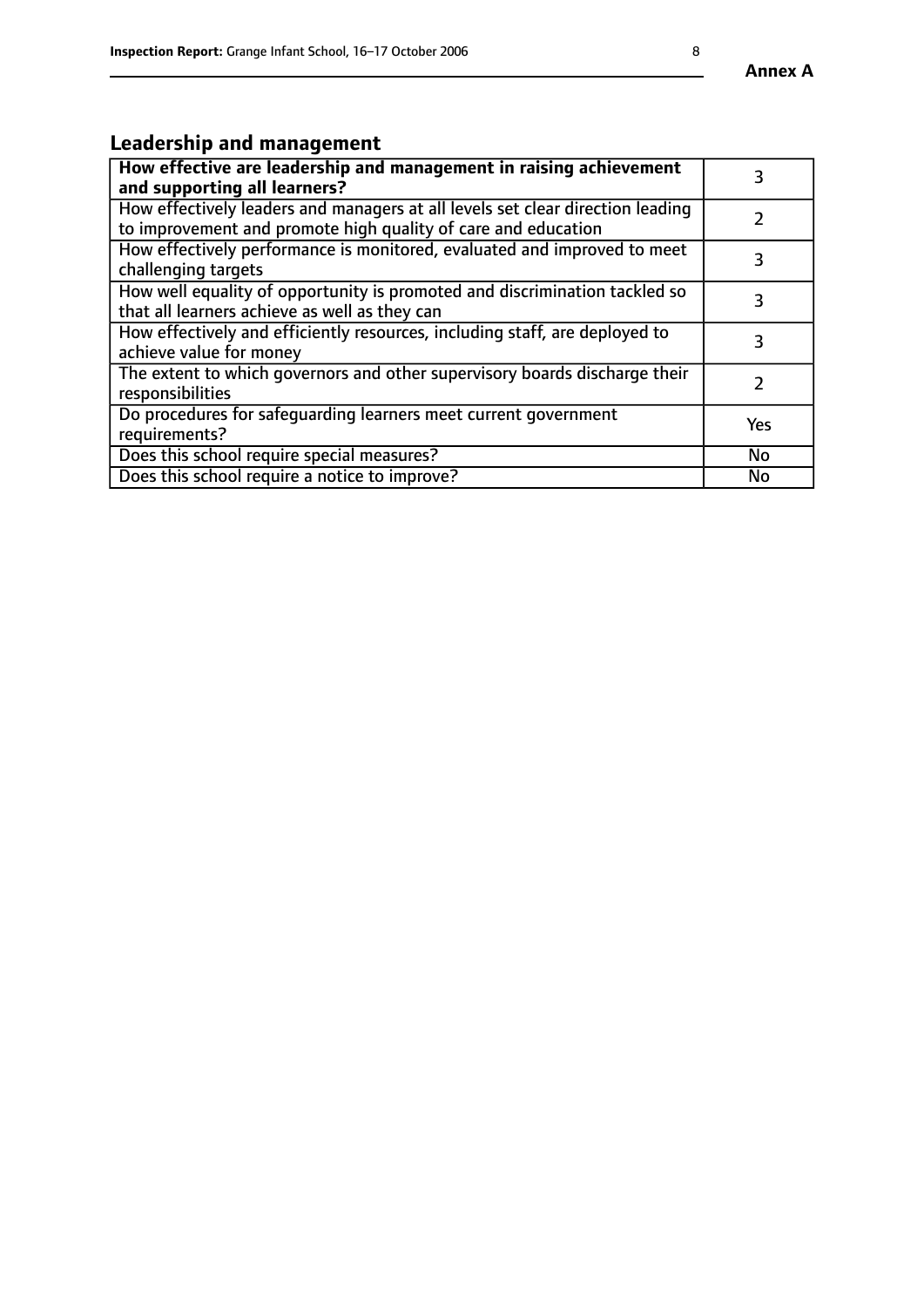## Leadership and management

| **How effective are leadership and management in raising achievement and supporting all learners?** | 3 |
|---|---|
| How effectively leaders and managers at all levels set clear direction leading to improvement and promote high quality of care and education | 2 |
| How effectively performance is monitored, evaluated and improved to meet challenging targets | 3 |
| How well equality of opportunity is promoted and discrimination tackled so that all learners achieve as well as they can | 3 |
| How effectively and efficiently resources, including staff, are deployed to achieve value for money | 3 |
| The extent to which governors and other supervisory boards discharge their responsibilities | 2 |
| Do procedures for safeguarding learners meet current government requirements? | Yes |
| Does this school require special measures? | No |
| Does this school require a notice to improve? | No |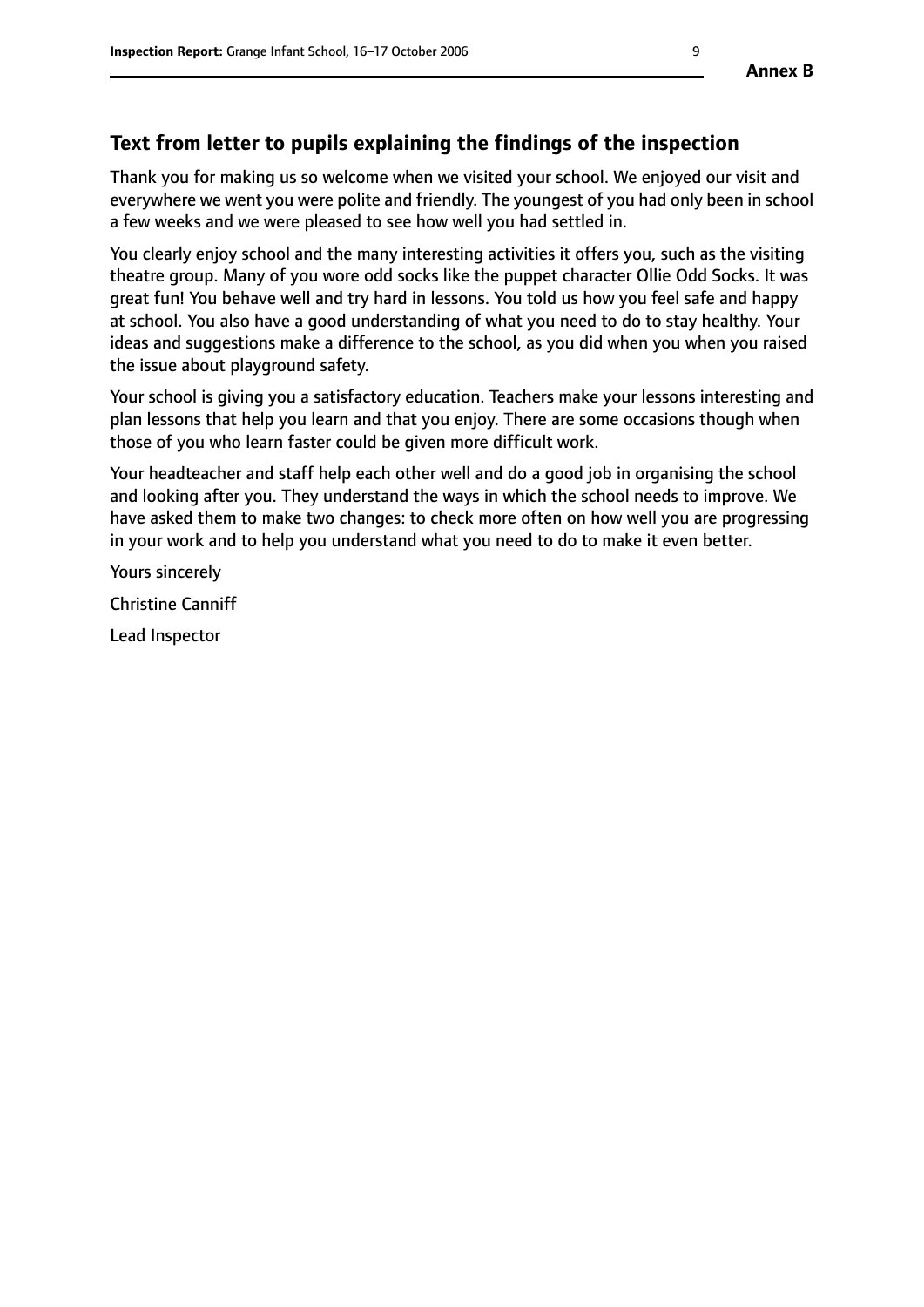## Text from letter to pupils explaining the findings of the inspection

Thank you for making us so welcome when we visited your school. We enjoyed our visit and everywhere we went you were polite and friendly. The youngest of you had only been in school a few weeks and we were pleased to see how well you had settled in.

You clearly enjoy school and the many interesting activities it offers you, such as the visiting theatre group. Many of you wore odd socks like the puppet character Ollie Odd Socks. It was great fun! You behave well and try hard in lessons. You told us how you feel safe and happy at school. You also have a good understanding of what you need to do to stay healthy. Your ideas and suggestions make a difference to the school, as you did when you when you raised the issue about playground safety.

Your school is giving you a satisfactory education. Teachers make your lessons interesting and plan lessons that help you learn and that you enjoy. There are some occasions though when those of you who learn faster could be given more difficult work.

Your headteacher and staff help each other well and do a good job in organising the school and looking after you. They understand the ways in which the school needs to improve. We have asked them to make two changes: to check more often on how well you are progressing in your work and to help you understand what you need to do to make it even better.

Yours sincerely

Christine Canniff

Lead Inspector